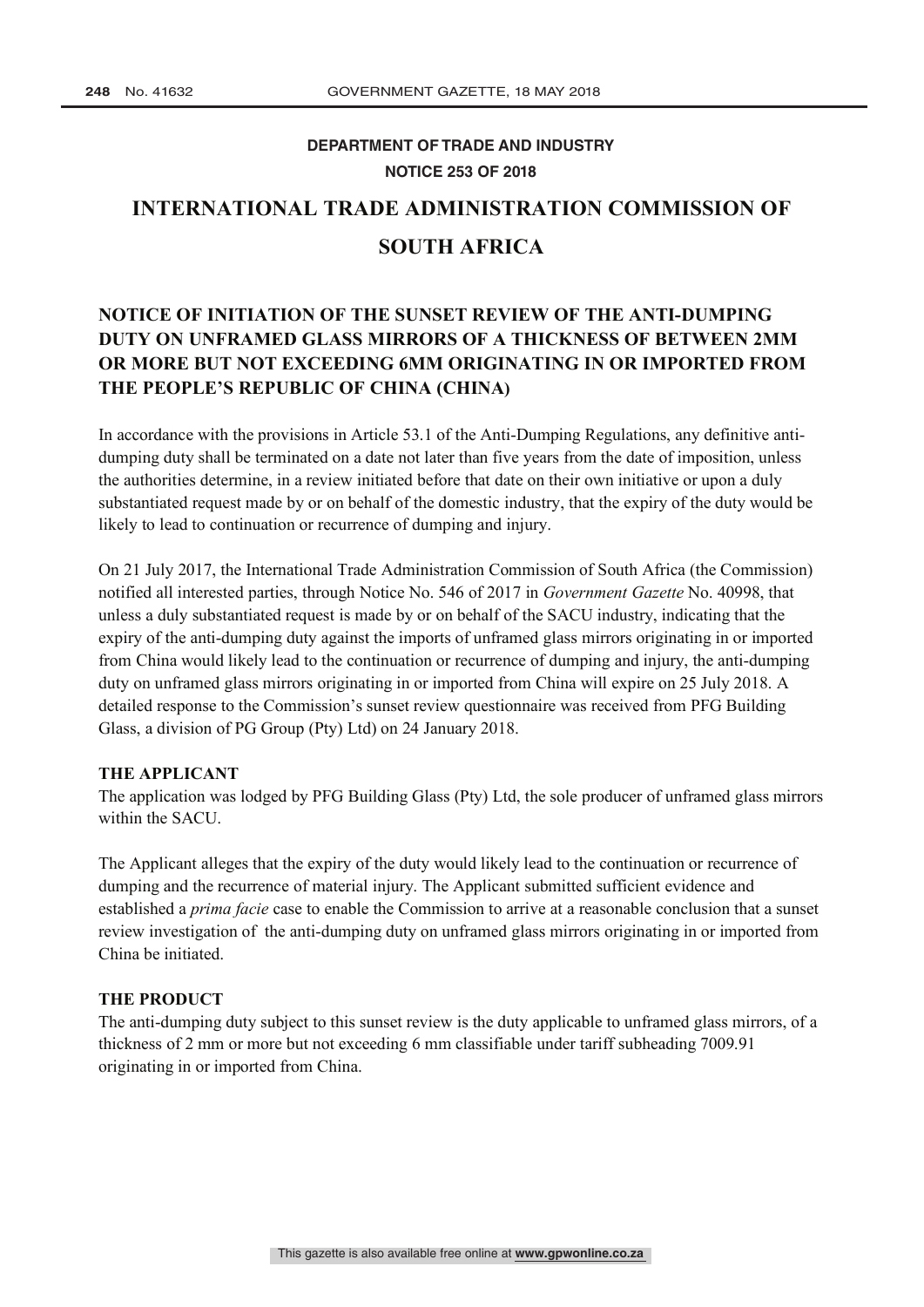**DEPARTMENT OF TRADE AND INDUSTRY**

**NOTICE 253 OF 2018**

# INTERNATIONAL TRADE ADMINISTRATION COMMISSION OF SOUTH AFRICA

## NOTICE OF INITIATION OF THE SUNSET REVIEW OF THE ANTI-DUMPING DUTY ON UNFRAMED GLASS MIRRORS OF A THICKNESS OF BETWEEN 2MM OR MORE BUT NOT EXCEEDING 6MM ORIGINATING IN OR IMPORTED FROM THE PEOPLE'S REPUBLIC OF CHINA (CHINA)

In accordance with the provisions in Article 53.1 of the Anti-Dumping Regulations, any definitive anti-dumping duty shall be terminated on a date not later than five years from the date of imposition, unless the authorities determine, in a review initiated before that date on their own initiative or upon a duly substantiated request made by or on behalf of the domestic industry, that the expiry of the duty would be likely to lead to continuation or recurrence of dumping and injury.

On 21 July 2017, the International Trade Administration Commission of South Africa (the Commission) notified all interested parties, through Notice No. 546 of 2017 in *Government Gazette* No. 40998, that unless a duly substantiated request is made by or on behalf of the SACU industry, indicating that the expiry of the anti-dumping duty against the imports of unframed glass mirrors originating in or imported from China would likely lead to the continuation or recurrence of dumping and injury, the anti-dumping duty on unframed glass mirrors originating in or imported from China will expire on 25 July 2018. A detailed response to the Commission's sunset review questionnaire was received from PFG Building Glass, a division of PG Group (Pty) Ltd) on 24 January 2018.

### THE APPLICANT

The application was lodged by PFG Building Glass (Pty) Ltd, the sole producer of unframed glass mirrors within the SACU.

The Applicant alleges that the expiry of the duty would likely lead to the continuation or recurrence of dumping and the recurrence of material injury. The Applicant submitted sufficient evidence and established a *prima facie* case to enable the Commission to arrive at a reasonable conclusion that a sunset review investigation of the anti-dumping duty on unframed glass mirrors originating in or imported from China be initiated.

### THE PRODUCT

The anti-dumping duty subject to this sunset review is the duty applicable to unframed glass mirrors, of a thickness of 2 mm or more but not exceeding 6 mm classifiable under tariff subheading 7009.91 originating in or imported from China.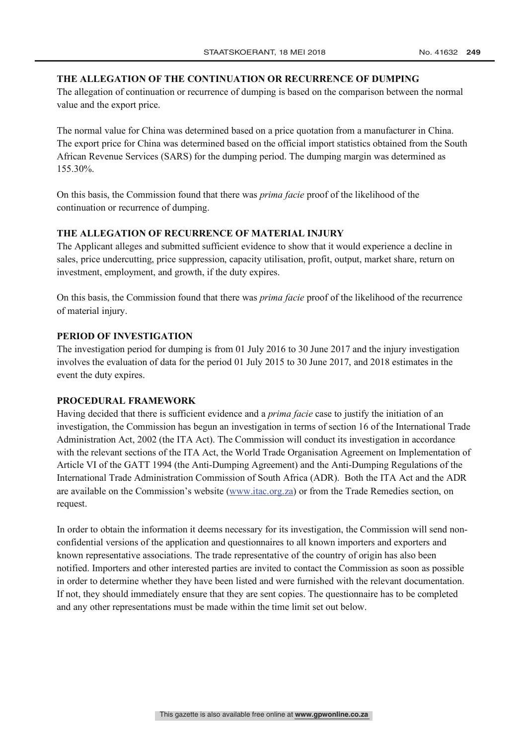## THE ALLEGATION OF THE CONTINUATION OR RECURRENCE OF DUMPING

The allegation of continuation or recurrence of dumping is based on the comparison between the normal value and the export price.

The normal value for China was determined based on a price quotation from a manufacturer in China. The export price for China was determined based on the official import statistics obtained from the South African Revenue Services (SARS) for the dumping period. The dumping margin was determined as 155.30%.

On this basis, the Commission found that there was *prima facie* proof of the likelihood of the continuation or recurrence of dumping.

## THE ALLEGATION OF RECURRENCE OF MATERIAL INJURY

The Applicant alleges and submitted sufficient evidence to show that it would experience a decline in sales, price undercutting, price suppression, capacity utilisation, profit, output, market share, return on investment, employment, and growth, if the duty expires.

On this basis, the Commission found that there was *prima facie* proof of the likelihood of the recurrence of material injury.

## PERIOD OF INVESTIGATION

The investigation period for dumping is from 01 July 2016 to 30 June 2017 and the injury investigation involves the evaluation of data for the period 01 July 2015 to 30 June 2017, and 2018 estimates in the event the duty expires.

## PROCEDURAL FRAMEWORK

Having decided that there is sufficient evidence and a *prima facie* case to justify the initiation of an investigation, the Commission has begun an investigation in terms of section 16 of the International Trade Administration Act, 2002 (the ITA Act). The Commission will conduct its investigation in accordance with the relevant sections of the ITA Act, the World Trade Organisation Agreement on Implementation of Article VI of the GATT 1994 (the Anti-Dumping Agreement) and the Anti-Dumping Regulations of the International Trade Administration Commission of South Africa (ADR). Both the ITA Act and the ADR are available on the Commission's website (www.itac.org.za) or from the Trade Remedies section, on request.

In order to obtain the information it deems necessary for its investigation, the Commission will send non-confidential versions of the application and questionnaires to all known importers and exporters and known representative associations. The trade representative of the country of origin has also been notified. Importers and other interested parties are invited to contact the Commission as soon as possible in order to determine whether they have been listed and were furnished with the relevant documentation. If not, they should immediately ensure that they are sent copies. The questionnaire has to be completed and any other representations must be made within the time limit set out below.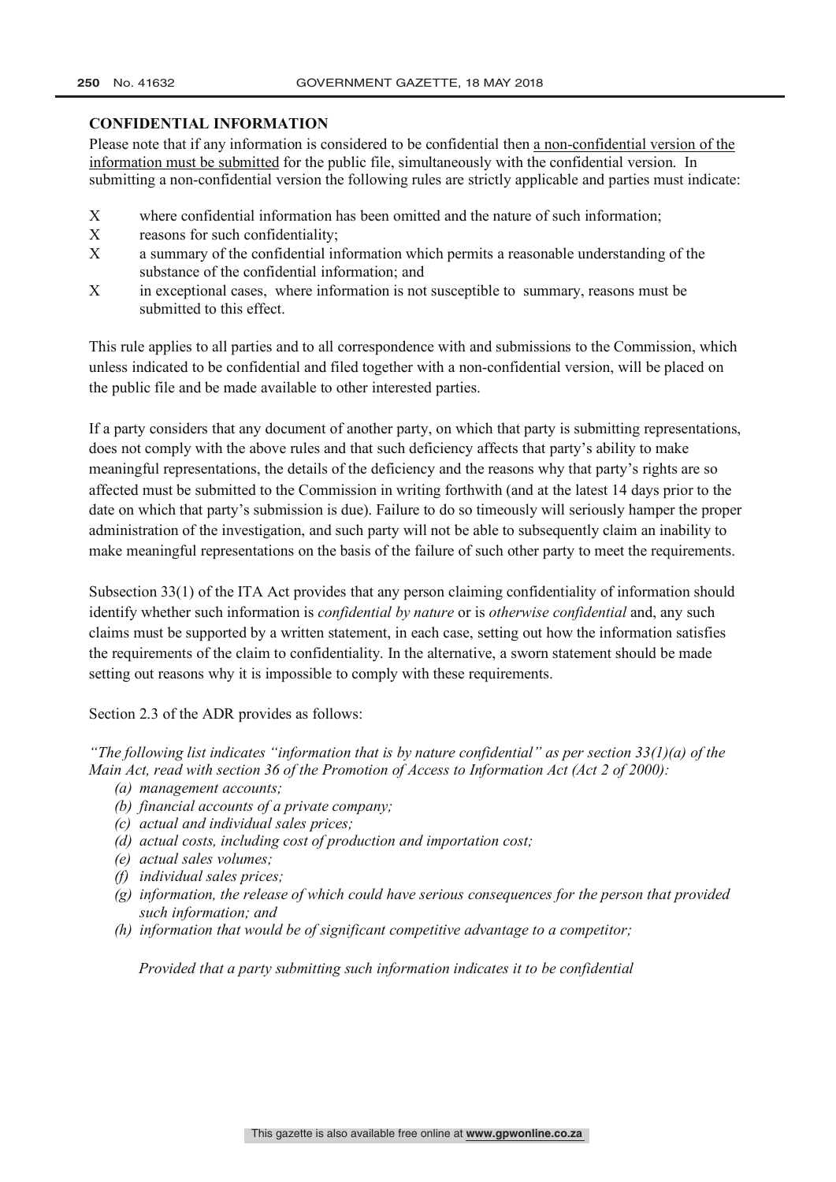## CONFIDENTIAL INFORMATION

Please note that if any information is considered to be confidential then <u>a non-confidential version of the information must be submitted</u> for the public file, simultaneously with the confidential version. In submitting a non-confidential version the following rules are strictly applicable and parties must indicate:

- where confidential information has been omitted and the nature of such information;
- reasons for such confidentiality;
- a summary of the confidential information which permits a reasonable understanding of the substance of the confidential information; and
- in exceptional cases, where information is not susceptible to summary, reasons must be submitted to this effect.

This rule applies to all parties and to all correspondence with and submissions to the Commission, which unless indicated to be confidential and filed together with a non-confidential version, will be placed on the public file and be made available to other interested parties.

If a party considers that any document of another party, on which that party is submitting representations, does not comply with the above rules and that such deficiency affects that party's ability to make meaningful representations, the details of the deficiency and the reasons why that party's rights are so affected must be submitted to the Commission in writing forthwith (and at the latest 14 days prior to the date on which that party's submission is due). Failure to do so timeously will seriously hamper the proper administration of the investigation, and such party will not be able to subsequently claim an inability to make meaningful representations on the basis of the failure of such other party to meet the requirements.

Subsection 33(1) of the ITA Act provides that any person claiming confidentiality of information should identify whether such information is *confidential by nature* or is *otherwise confidential* and, any such claims must be supported by a written statement, in each case, setting out how the information satisfies the requirements of the claim to confidentiality. In the alternative, a sworn statement should be made setting out reasons why it is impossible to comply with these requirements.

Section 2.3 of the ADR provides as follows:

*"The following list indicates "information that is by nature confidential" as per section 33(1)(a) of the Main Act, read with section 36 of the Promotion of Access to Information Act (Act 2 of 2000):*

*(a) management accounts;*
*(b) financial accounts of a private company;*
*(c) actual and individual sales prices;*
*(d) actual costs, including cost of production and importation cost;*
*(e) actual sales volumes;*
*(f) individual sales prices;*
*(g) information, the release of which could have serious consequences for the person that provided such information; and*
*(h) information that would be of significant competitive advantage to a competitor;*

*Provided that a party submitting such information indicates it to be confidential*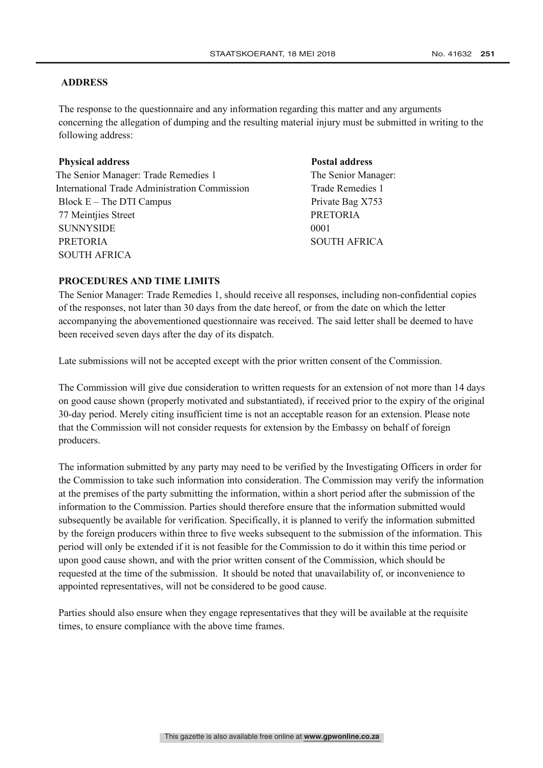## ADDRESS

The response to the questionnaire and any information regarding this matter and any arguments concerning the allegation of dumping and the resulting material injury must be submitted in writing to the following address:

**Physical address**
The Senior Manager: Trade Remedies 1
International Trade Administration Commission
Block E – The DTI Campus
77 Meintjies Street
SUNNYSIDE
PRETORIA
SOUTH AFRICA

**Postal address**
The Senior Manager:
Trade Remedies 1
Private Bag X753
PRETORIA
0001
SOUTH AFRICA

## PROCEDURES AND TIME LIMITS

The Senior Manager: Trade Remedies 1, should receive all responses, including non-confidential copies of the responses, not later than 30 days from the date hereof, or from the date on which the letter accompanying the abovementioned questionnaire was received. The said letter shall be deemed to have been received seven days after the day of its dispatch.

Late submissions will not be accepted except with the prior written consent of the Commission.

The Commission will give due consideration to written requests for an extension of not more than 14 days on good cause shown (properly motivated and substantiated), if received prior to the expiry of the original 30-day period. Merely citing insufficient time is not an acceptable reason for an extension. Please note that the Commission will not consider requests for extension by the Embassy on behalf of foreign producers.

The information submitted by any party may need to be verified by the Investigating Officers in order for the Commission to take such information into consideration. The Commission may verify the information at the premises of the party submitting the information, within a short period after the submission of the information to the Commission. Parties should therefore ensure that the information submitted would subsequently be available for verification. Specifically, it is planned to verify the information submitted by the foreign producers within three to five weeks subsequent to the submission of the information. This period will only be extended if it is not feasible for the Commission to do it within this time period or upon good cause shown, and with the prior written consent of the Commission, which should be requested at the time of the submission. It should be noted that unavailability of, or inconvenience to appointed representatives, will not be considered to be good cause.

Parties should also ensure when they engage representatives that they will be available at the requisite times, to ensure compliance with the above time frames.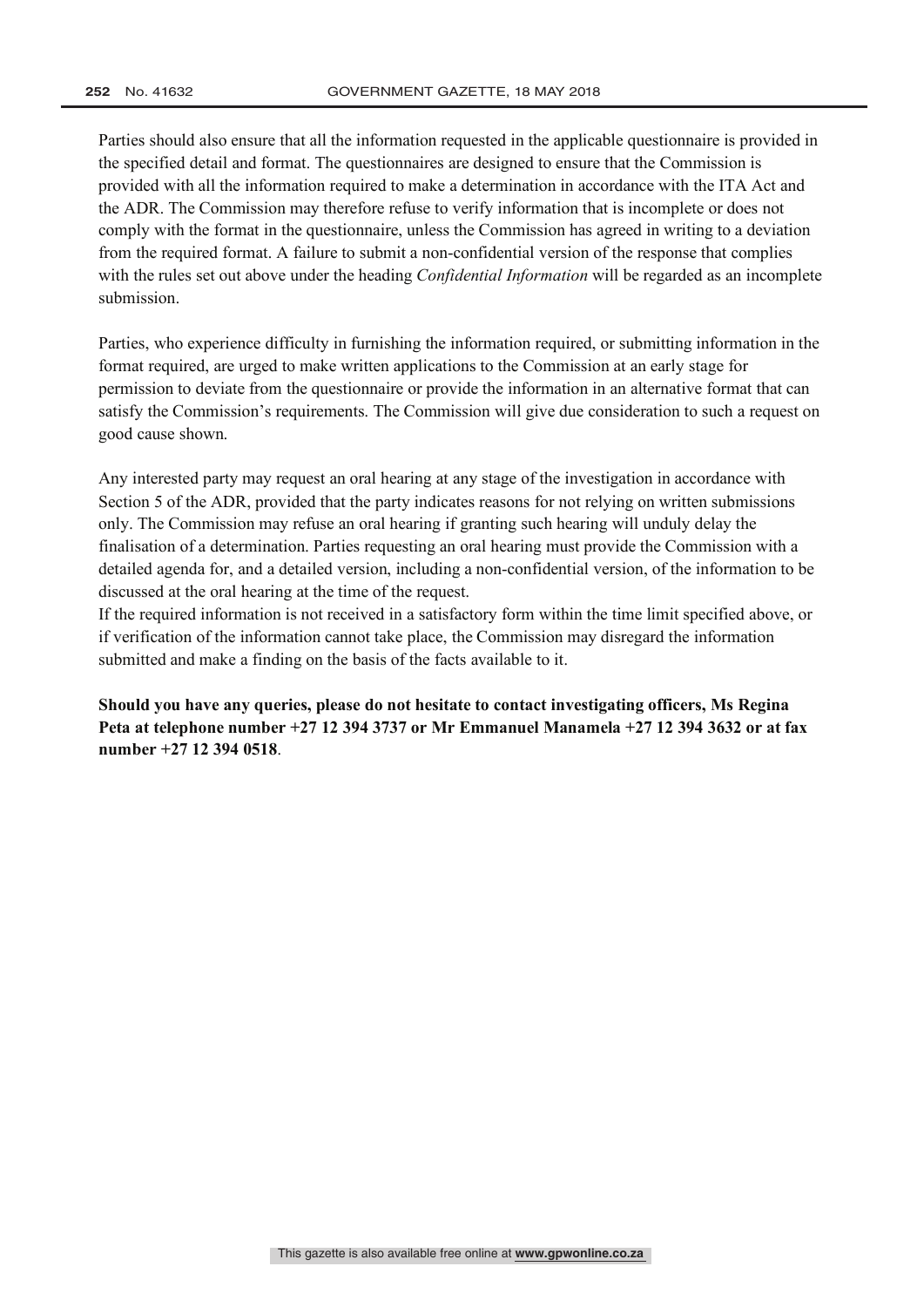Parties should also ensure that all the information requested in the applicable questionnaire is provided in the specified detail and format. The questionnaires are designed to ensure that the Commission is provided with all the information required to make a determination in accordance with the ITA Act and the ADR. The Commission may therefore refuse to verify information that is incomplete or does not comply with the format in the questionnaire, unless the Commission has agreed in writing to a deviation from the required format. A failure to submit a non-confidential version of the response that complies with the rules set out above under the heading *Confidential Information* will be regarded as an incomplete submission.

Parties, who experience difficulty in furnishing the information required, or submitting information in the format required, are urged to make written applications to the Commission at an early stage for permission to deviate from the questionnaire or provide the information in an alternative format that can satisfy the Commission's requirements. The Commission will give due consideration to such a request on good cause shown.

Any interested party may request an oral hearing at any stage of the investigation in accordance with Section 5 of the ADR, provided that the party indicates reasons for not relying on written submissions only. The Commission may refuse an oral hearing if granting such hearing will unduly delay the finalisation of a determination. Parties requesting an oral hearing must provide the Commission with a detailed agenda for, and a detailed version, including a non-confidential version, of the information to be discussed at the oral hearing at the time of the request.

If the required information is not received in a satisfactory form within the time limit specified above, or if verification of the information cannot take place, the Commission may disregard the information submitted and make a finding on the basis of the facts available to it.

**Should you have any queries, please do not hesitate to contact investigating officers, Ms Regina Peta at telephone number +27 12 394 3737 or Mr Emmanuel Manamela +27 12 394 3632 or at fax number +27 12 394 0518**.